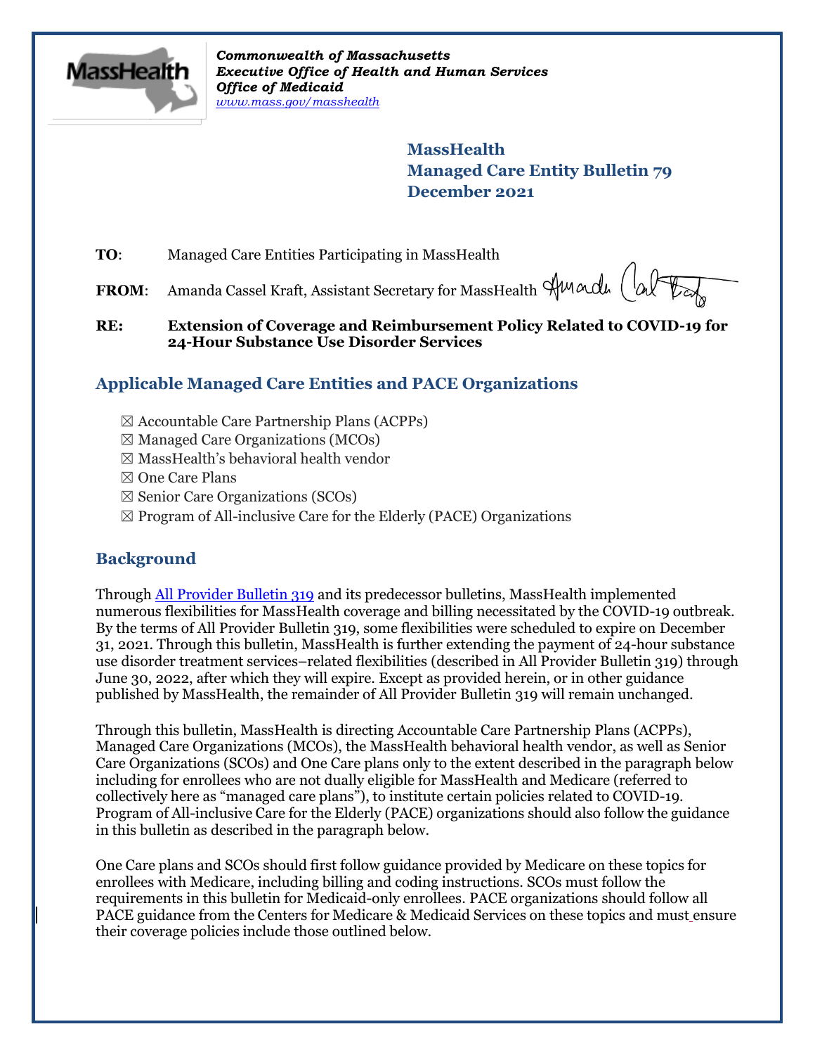*Commonwealth of Massachusetts*
***Executive Office of Health and Human Services***
***Office of Medicaid***
*www.mass.gov/masshealth*

**MassHealth**
**Managed Care Entity Bulletin 79**
**December 2021**

**TO**: Managed Care Entities Participating in MassHealth

**FROM**: Amanda Cassel Kraft, Assistant Secretary for MassHealth

**RE: Extension of Coverage and Reimbursement Policy Related to COVID-19 for 24-Hour Substance Use Disorder Services**

## Applicable Managed Care Entities and PACE Organizations

- ☒ Accountable Care Partnership Plans (ACPPs)
- ☒ Managed Care Organizations (MCOs)
- ☒ MassHealth's behavioral health vendor
- ☒ One Care Plans
- ☒ Senior Care Organizations (SCOs)
- ☒ Program of All-inclusive Care for the Elderly (PACE) Organizations

## Background

Through All Provider Bulletin 319 and its predecessor bulletins, MassHealth implemented numerous flexibilities for MassHealth coverage and billing necessitated by the COVID-19 outbreak. By the terms of All Provider Bulletin 319, some flexibilities were scheduled to expire on December 31, 2021. Through this bulletin, MassHealth is further extending the payment of 24-hour substance use disorder treatment services–related flexibilities (described in All Provider Bulletin 319) through June 30, 2022, after which they will expire. Except as provided herein, or in other guidance published by MassHealth, the remainder of All Provider Bulletin 319 will remain unchanged.

Through this bulletin, MassHealth is directing Accountable Care Partnership Plans (ACPPs), Managed Care Organizations (MCOs), the MassHealth behavioral health vendor, as well as Senior Care Organizations (SCOs) and One Care plans only to the extent described in the paragraph below including for enrollees who are not dually eligible for MassHealth and Medicare (referred to collectively here as "managed care plans"), to institute certain policies related to COVID-19. Program of All-inclusive Care for the Elderly (PACE) organizations should also follow the guidance in this bulletin as described in the paragraph below.

One Care plans and SCOs should first follow guidance provided by Medicare on these topics for enrollees with Medicare, including billing and coding instructions. SCOs must follow the requirements in this bulletin for Medicaid-only enrollees. PACE organizations should follow all PACE guidance from the Centers for Medicare & Medicaid Services on these topics and must ensure their coverage policies include those outlined below.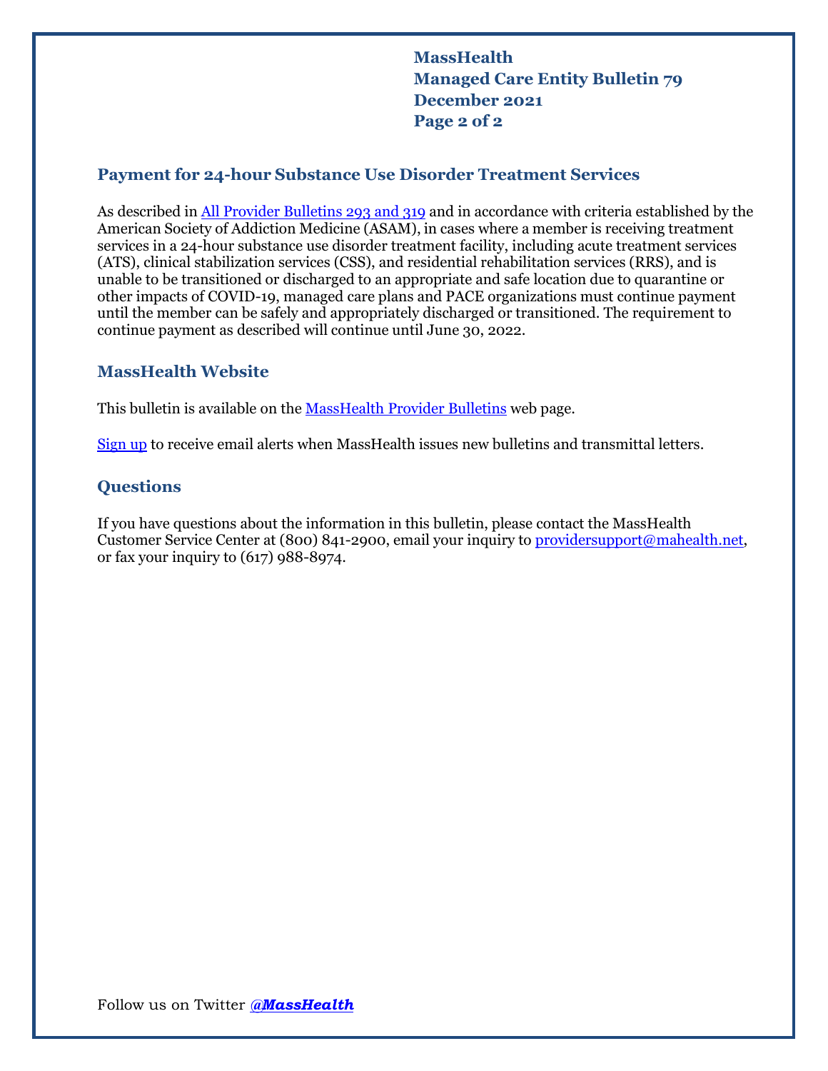## Payment for 24-hour Substance Use Disorder Treatment Services

As described in All Provider Bulletins 293 and 319 and in accordance with criteria established by the American Society of Addiction Medicine (ASAM), in cases where a member is receiving treatment services in a 24-hour substance use disorder treatment facility, including acute treatment services (ATS), clinical stabilization services (CSS), and residential rehabilitation services (RRS), and is unable to be transitioned or discharged to an appropriate and safe location due to quarantine or other impacts of COVID-19, managed care plans and PACE organizations must continue payment until the member can be safely and appropriately discharged or transitioned. The requirement to continue payment as described will continue until June 30, 2022.

## MassHealth Website

This bulletin is available on the MassHealth Provider Bulletins web page.

Sign up to receive email alerts when MassHealth issues new bulletins and transmittal letters.

## Questions

If you have questions about the information in this bulletin, please contact the MassHealth Customer Service Center at (800) 841-2900, email your inquiry to providersupport@mahealth.net, or fax your inquiry to (617) 988-8974.

Follow us on Twitter ***@MassHealth***